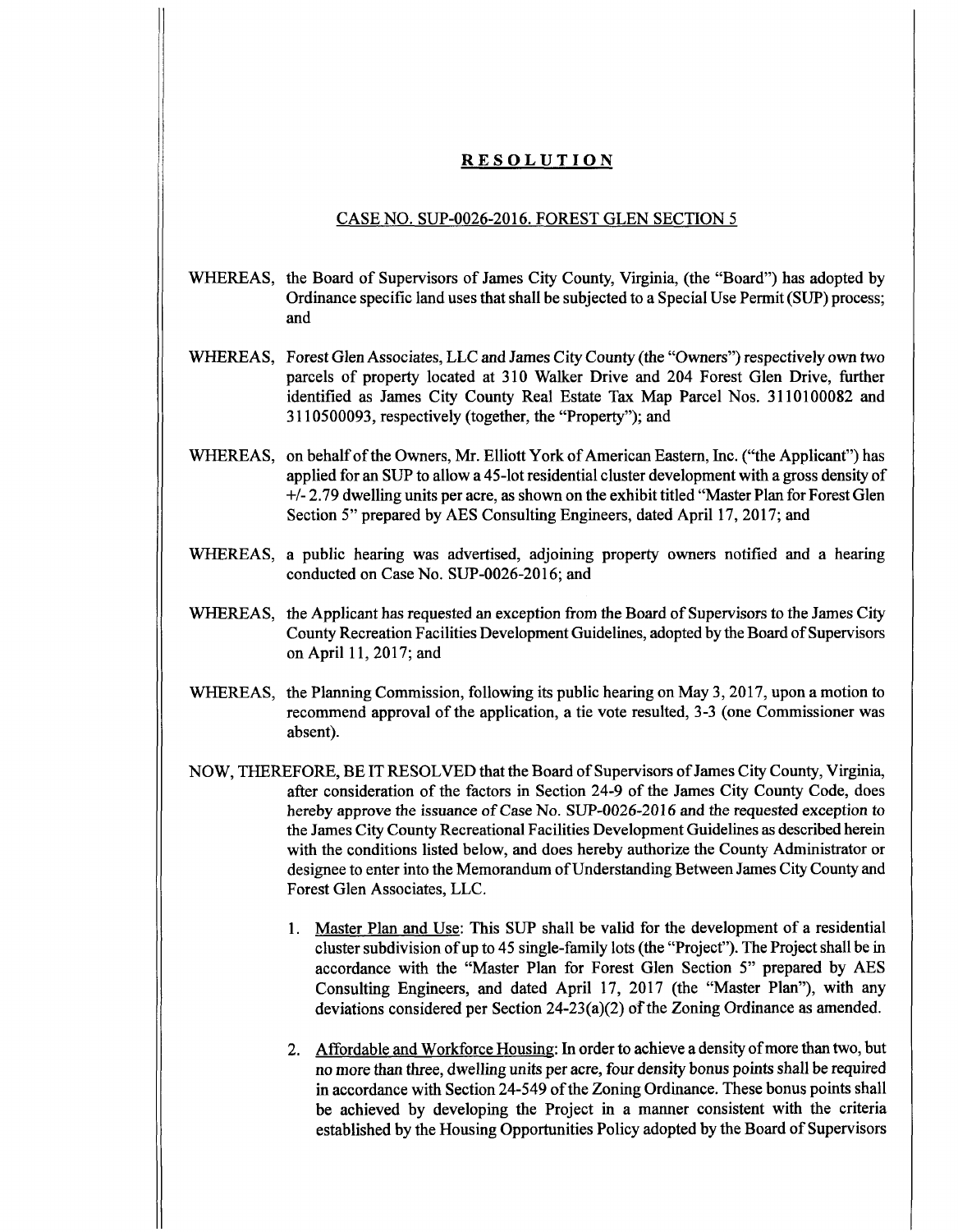# RESOLUTION

## CASE NO. SUP-0026-2016. FOREST GLEN SECTION 5

WHEREAS, the Board of Supervisors of James City County, Virginia, (the "Board") has adopted by Ordinance specific land uses that shall be subjected to a Special Use Permit (SUP) process; and

WHEREAS, Forest Glen Associates, LLC and James City County (the "Owners") respectively own two parcels of property located at 310 Walker Drive and 204 Forest Glen Drive, further identified as James City County Real Estate Tax Map Parcel Nos. 3110100082 and 3110500093, respectively (together, the "Property"); and

WHEREAS, on behalf of the Owners, Mr. Elliott York of American Eastern, Inc. ("the Applicant") has applied for an SUP to allow a 45-lot residential cluster development with a gross density of +/- 2.79 dwelling units per acre, as shown on the exhibit titled "Master Plan for Forest Glen Section 5" prepared by AES Consulting Engineers, dated April 17, 2017; and

WHEREAS, a public hearing was advertised, adjoining property owners notified and a hearing conducted on Case No. SUP-0026-2016; and

WHEREAS, the Applicant has requested an exception from the Board of Supervisors to the James City County Recreation Facilities Development Guidelines, adopted by the Board of Supervisors on April 11, 2017; and

WHEREAS, the Planning Commission, following its public hearing on May 3, 2017, upon a motion to recommend approval of the application, a tie vote resulted, 3-3 (one Commissioner was absent).

NOW, THEREFORE, BE IT RESOLVED that the Board of Supervisors of James City County, Virginia, after consideration of the factors in Section 24-9 of the James City County Code, does hereby approve the issuance of Case No. SUP-0026-2016 and the requested exception to the James City County Recreational Facilities Development Guidelines as described herein with the conditions listed below, and does hereby authorize the County Administrator or designee to enter into the Memorandum of Understanding Between James City County and Forest Glen Associates, LLC.

1. Master Plan and Use: This SUP shall be valid for the development of a residential cluster subdivision of up to 45 single-family lots (the "Project"). The Project shall be in accordance with the "Master Plan for Forest Glen Section 5" prepared by AES Consulting Engineers, and dated April 17, 2017 (the "Master Plan"), with any deviations considered per Section 24-23(a)(2) of the Zoning Ordinance as amended.

2. Affordable and Workforce Housing: In order to achieve a density of more than two, but no more than three, dwelling units per acre, four density bonus points shall be required in accordance with Section 24-549 of the Zoning Ordinance. These bonus points shall be achieved by developing the Project in a manner consistent with the criteria established by the Housing Opportunities Policy adopted by the Board of Supervisors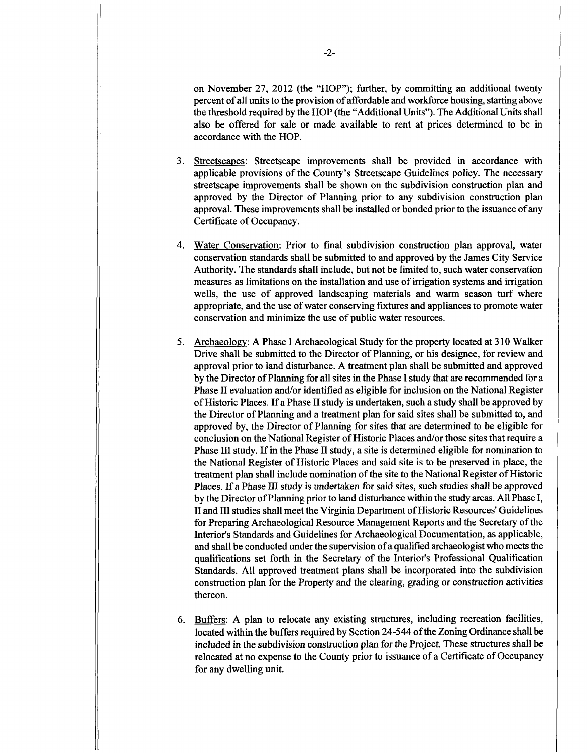on November 27, 2012 (the "HOP"); further, by committing an additional twenty percent of all units to the provision of affordable and workforce housing, starting above the threshold required by the HOP (the "Additional Units"). The Additional Units shall also be offered for sale or made available to rent at prices determined to be in accordance with the HOP.

3. Streetscapes: Streetscape improvements shall be provided in accordance with applicable provisions of the County's Streetscape Guidelines policy. The necessary streetscape improvements shall be shown on the subdivision construction plan and approved by the Director of Planning prior to any subdivision construction plan approval. These improvements shall be installed or bonded prior to the issuance of any Certificate of Occupancy.

4. Water Conservation: Prior to final subdivision construction plan approval, water conservation standards shall be submitted to and approved by the James City Service Authority. The standards shall include, but not be limited to, such water conservation measures as limitations on the installation and use of irrigation systems and irrigation wells, the use of approved landscaping materials and warm season turf where appropriate, and the use of water conserving fixtures and appliances to promote water conservation and minimize the use of public water resources.

5. Archaeology: A Phase I Archaeological Study for the property located at 310 Walker Drive shall be submitted to the Director of Planning, or his designee, for review and approval prior to land disturbance. A treatment plan shall be submitted and approved by the Director of Planning for all sites in the Phase I study that are recommended for a Phase II evaluation and/or identified as eligible for inclusion on the National Register of Historic Places. If a Phase II study is undertaken, such a study shall be approved by the Director of Planning and a treatment plan for said sites shall be submitted to, and approved by, the Director of Planning for sites that are determined to be eligible for conclusion on the National Register of Historic Places and/or those sites that require a Phase III study. If in the Phase II study, a site is determined eligible for nomination to the National Register of Historic Places and said site is to be preserved in place, the treatment plan shall include nomination of the site to the National Register of Historic Places. If a Phase III study is undertaken for said sites, such studies shall be approved by the Director of Planning prior to land disturbance within the study areas. All Phase I, II and III studies shall meet the Virginia Department of Historic Resources' Guidelines for Preparing Archaeological Resource Management Reports and the Secretary of the Interior's Standards and Guidelines for Archaeological Documentation, as applicable, and shall be conducted under the supervision of a qualified archaeologist who meets the qualifications set forth in the Secretary of the Interior's Professional Qualification Standards. All approved treatment plans shall be incorporated into the subdivision construction plan for the Property and the clearing, grading or construction activities thereon.

6. Buffers: A plan to relocate any existing structures, including recreation facilities, located within the buffers required by Section 24-544 of the Zoning Ordinance shall be included in the subdivision construction plan for the Project. These structures shall be relocated at no expense to the County prior to issuance of a Certificate of Occupancy for any dwelling unit.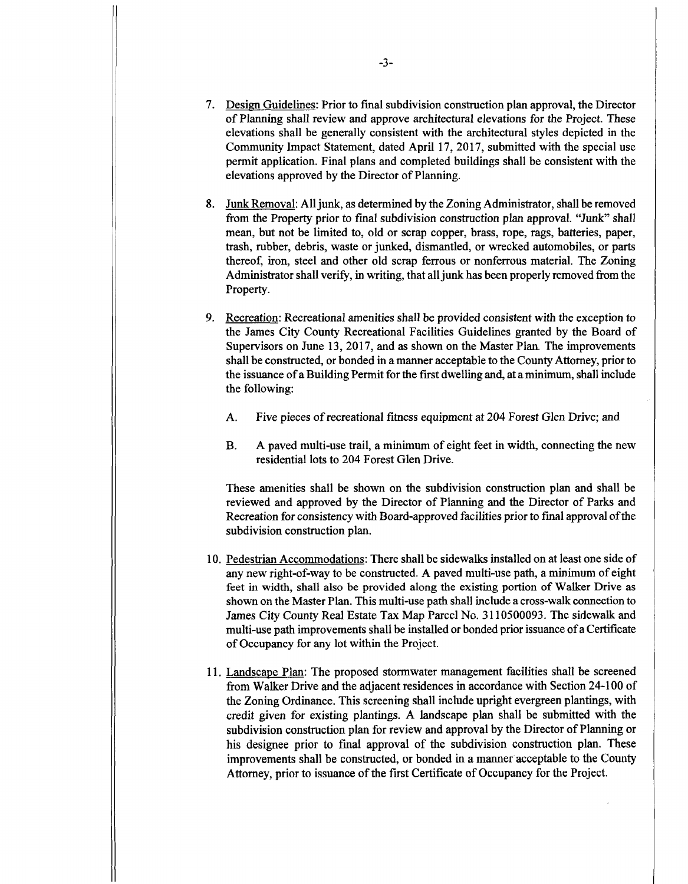7. Design Guidelines: Prior to final subdivision construction plan approval, the Director of Planning shall review and approve architectural elevations for the Project. These elevations shall be generally consistent with the architectural styles depicted in the Community Impact Statement, dated April 17, 2017, submitted with the special use permit application. Final plans and completed buildings shall be consistent with the elevations approved by the Director of Planning.

8. Junk Removal: All junk, as determined by the Zoning Administrator, shall be removed from the Property prior to final subdivision construction plan approval. "Junk" shall mean, but not be limited to, old or scrap copper, brass, rope, rags, batteries, paper, trash, rubber, debris, waste or junked, dismantled, or wrecked automobiles, or parts thereof, iron, steel and other old scrap ferrous or nonferrous material. The Zoning Administrator shall verify, in writing, that all junk has been properly removed from the Property.

9. Recreation: Recreational amenities shall be provided consistent with the exception to the James City County Recreational Facilities Guidelines granted by the Board of Supervisors on June 13, 2017, and as shown on the Master Plan. The improvements shall be constructed, or bonded in a manner acceptable to the County Attorney, prior to the issuance of a Building Permit for the first dwelling and, at a minimum, shall include the following:

   A. Five pieces of recreational fitness equipment at 204 Forest Glen Drive; and

   B. A paved multi-use trail, a minimum of eight feet in width, connecting the new residential lots to 204 Forest Glen Drive.

   These amenities shall be shown on the subdivision construction plan and shall be reviewed and approved by the Director of Planning and the Director of Parks and Recreation for consistency with Board-approved facilities prior to final approval of the subdivision construction plan.

10. Pedestrian Accommodations: There shall be sidewalks installed on at least one side of any new right-of-way to be constructed. A paved multi-use path, a minimum of eight feet in width, shall also be provided along the existing portion of Walker Drive as shown on the Master Plan. This multi-use path shall include a cross-walk connection to James City County Real Estate Tax Map Parcel No. 3110500093. The sidewalk and multi-use path improvements shall be installed or bonded prior issuance of a Certificate of Occupancy for any lot within the Project.

11. Landscape Plan: The proposed stormwater management facilities shall be screened from Walker Drive and the adjacent residences in accordance with Section 24-100 of the Zoning Ordinance. This screening shall include upright evergreen plantings, with credit given for existing plantings. A landscape plan shall be submitted with the subdivision construction plan for review and approval by the Director of Planning or his designee prior to final approval of the subdivision construction plan. These improvements shall be constructed, or bonded in a manner acceptable to the County Attorney, prior to issuance of the first Certificate of Occupancy for the Project.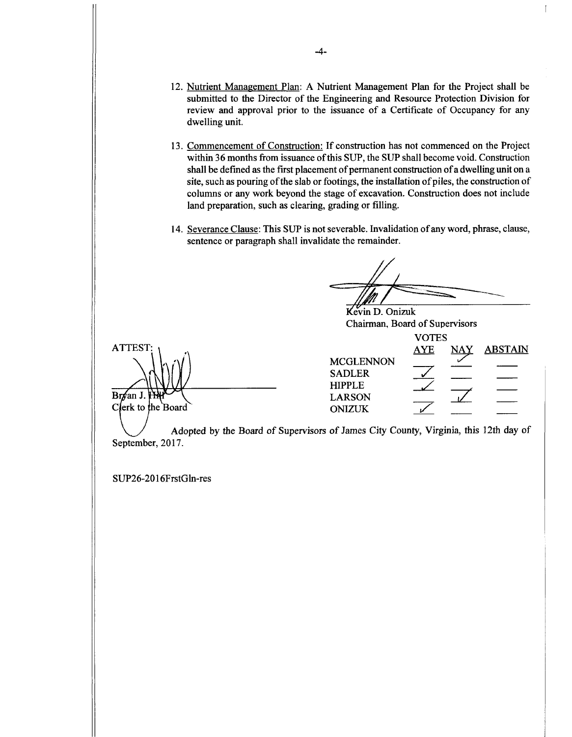12. Nutrient Management Plan: A Nutrient Management Plan for the Project shall be submitted to the Director of the Engineering and Resource Protection Division for review and approval prior to the issuance of a Certificate of Occupancy for any dwelling unit.

13. Commencement of Construction: If construction has not commenced on the Project within 36 months from issuance of this SUP, the SUP shall become void. Construction shall be defined as the first placement of permanent construction of a dwelling unit on a site, such as pouring of the slab or footings, the installation of piles, the construction of columns or any work beyond the stage of excavation. Construction does not include land preparation, such as clearing, grading or filling.

14. Severance Clause: This SUP is not severable. Invalidation of any word, phrase, clause, sentence or paragraph shall invalidate the remainder.

Kevin D. Onizuk
Chairman, Board of Supervisors

ATTEST:

Bryan J. Hill
Clerk to the Board

| VOTES | AYE | NAY | ABSTAIN |
|---|---|---|---|
| MCGLENNON | | ✓ | |
| SADLER | ✓ | | |
| HIPPLE | ✓ | | |
| LARSON | | ✓ | |
| ONIZUK | ✓ | | |

Adopted by the Board of Supervisors of James City County, Virginia, this 12th day of September, 2017.

SUP26-2016FrstGln-res